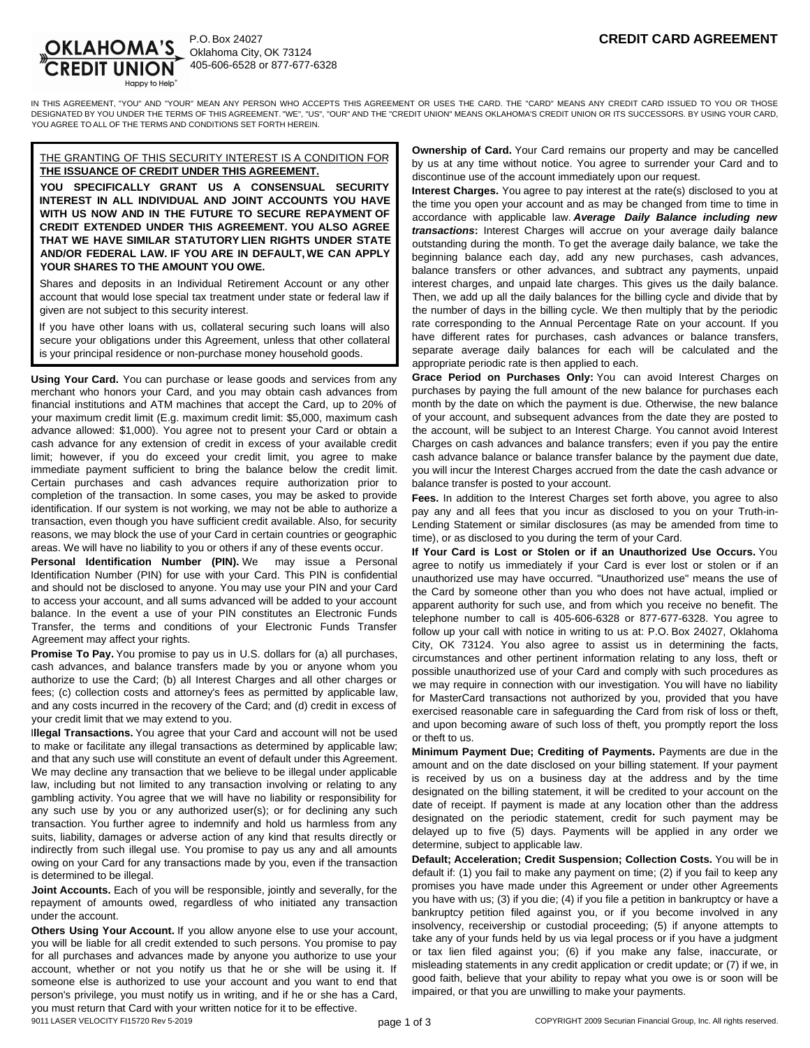**OKLAHOMA'S CREDIT UNION**
Happy to Help®

P.O. Box 24027
Oklahoma City, OK 73124
405-606-6528 or 877-677-6328

# CREDIT CARD AGREEMENT

IN THIS AGREEMENT, "YOU" AND "YOUR" MEAN ANY PERSON WHO ACCEPTS THIS AGREEMENT OR USES THE CARD. THE "CARD" MEANS ANY CREDIT CARD ISSUED TO YOU OR THOSE DESIGNATED BY YOU UNDER THE TERMS OF THIS AGREEMENT. "WE", "US", "OUR" AND THE "CREDIT UNION" MEANS OKLAHOMA'S CREDIT UNION OR ITS SUCCESSORS. BY USING YOUR CARD, YOU AGREE TO ALL OF THE TERMS AND CONDITIONS SET FORTH HEREIN.

THE GRANTING OF THIS SECURITY INTEREST IS A CONDITION FOR **THE ISSUANCE OF CREDIT UNDER THIS AGREEMENT.**

**YOU SPECIFICALLY GRANT US A CONSENSUAL SECURITY INTEREST IN ALL INDIVIDUAL AND JOINT ACCOUNTS YOU HAVE WITH US NOW AND IN THE FUTURE TO SECURE REPAYMENT OF CREDIT EXTENDED UNDER THIS AGREEMENT. YOU ALSO AGREE THAT WE HAVE SIMILAR STATUTORY LIEN RIGHTS UNDER STATE AND/OR FEDERAL LAW. IF YOU ARE IN DEFAULT, WE CAN APPLY YOUR SHARES TO THE AMOUNT YOU OWE.**

Shares and deposits in an Individual Retirement Account or any other account that would lose special tax treatment under state or federal law if given are not subject to this security interest.

If you have other loans with us, collateral securing such loans will also secure your obligations under this Agreement, unless that other collateral is your principal residence or non-purchase money household goods.

**Using Your Card.** You can purchase or lease goods and services from any merchant who honors your Card, and you may obtain cash advances from financial institutions and ATM machines that accept the Card, up to 20% of your maximum credit limit (E.g. maximum credit limit: $5,000, maximum cash advance allowed: $1,000). You agree not to present your Card or obtain a cash advance for any extension of credit in excess of your available credit limit; however, if you do exceed your credit limit, you agree to make immediate payment sufficient to bring the balance below the credit limit. Certain purchases and cash advances require authorization prior to completion of the transaction. In some cases, you may be asked to provide identification. If our system is not working, we may not be able to authorize a transaction, even though you have sufficient credit available. Also, for security reasons, we may block the use of your Card in certain countries or geographic areas. We will have no liability to you or others if any of these events occur.

**Personal Identification Number (PIN).** We may issue a Personal Identification Number (PIN) for use with your Card. This PIN is confidential and should not be disclosed to anyone. You may use your PIN and your Card to access your account, and all sums advanced will be added to your account balance. In the event a use of your PIN constitutes an Electronic Funds Transfer, the terms and conditions of your Electronic Funds Transfer Agreement may affect your rights.

**Promise To Pay.** You promise to pay us in U.S. dollars for (a) all purchases, cash advances, and balance transfers made by you or anyone whom you authorize to use the Card; (b) all Interest Charges and all other charges or fees; (c) collection costs and attorney's fees as permitted by applicable law, and any costs incurred in the recovery of the Card; and (d) credit in excess of your credit limit that we may extend to you.

**Illegal Transactions.** You agree that your Card and account will not be used to make or facilitate any illegal transactions as determined by applicable law; and that any such use will constitute an event of default under this Agreement. We may decline any transaction that we believe to be illegal under applicable law, including but not limited to any transaction involving or relating to any gambling activity. You agree that we will have no liability or responsibility for any such use by you or any authorized user(s); or for declining any such transaction. You further agree to indemnify and hold us harmless from any suits, liability, damages or adverse action of any kind that results directly or indirectly from such illegal use. You promise to pay us any and all amounts owing on your Card for any transactions made by you, even if the transaction is determined to be illegal.

**Joint Accounts.** Each of you will be responsible, jointly and severally, for the repayment of amounts owed, regardless of who initiated any transaction under the account.

**Others Using Your Account.** If you allow anyone else to use your account, you will be liable for all credit extended to such persons. You promise to pay for all purchases and advances made by anyone you authorize to use your account, whether or not you notify us that he or she will be using it. If someone else is authorized to use your account and you want to end that person's privilege, you must notify us in writing, and if he or she has a Card, you must return that Card with your written notice for it to be effective.

**Ownership of Card.** Your Card remains our property and may be cancelled by us at any time without notice. You agree to surrender your Card and to discontinue use of the account immediately upon our request.

**Interest Charges.** You agree to pay interest at the rate(s) disclosed to you at the time you open your account and as may be changed from time to time in accordance with applicable law. ***Average Daily Balance including new transactions*:** Interest Charges will accrue on your average daily balance outstanding during the month. To get the average daily balance, we take the beginning balance each day, add any new purchases, cash advances, balance transfers or other advances, and subtract any payments, unpaid interest charges, and unpaid late charges. This gives us the daily balance. Then, we add up all the daily balances for the billing cycle and divide that by the number of days in the billing cycle. We then multiply that by the periodic rate corresponding to the Annual Percentage Rate on your account. If you have different rates for purchases, cash advances or balance transfers, separate average daily balances for each will be calculated and the appropriate periodic rate is then applied to each.

**Grace Period on Purchases Only:** You can avoid Interest Charges on purchases by paying the full amount of the new balance for purchases each month by the date on which the payment is due. Otherwise, the new balance of your account, and subsequent advances from the date they are posted to the account, will be subject to an Interest Charge. You cannot avoid Interest Charges on cash advances and balance transfers; even if you pay the entire cash advance balance or balance transfer balance by the payment due date, you will incur the Interest Charges accrued from the date the cash advance or balance transfer is posted to your account.

**Fees.** In addition to the Interest Charges set forth above, you agree to also pay any and all fees that you incur as disclosed to you on your Truth-in-Lending Statement or similar disclosures (as may be amended from time to time), or as disclosed to you during the term of your Card.

**If Your Card is Lost or Stolen or if an Unauthorized Use Occurs.** You agree to notify us immediately if your Card is ever lost or stolen or if an unauthorized use may have occurred. "Unauthorized use" means the use of the Card by someone other than you who does not have actual, implied or apparent authority for such use, and from which you receive no benefit. The telephone number to call is 405-606-6328 or 877-677-6328. You agree to follow up your call with notice in writing to us at: P.O. Box 24027, Oklahoma City, OK 73124. You also agree to assist us in determining the facts, circumstances and other pertinent information relating to any loss, theft or possible unauthorized use of your Card and comply with such procedures as we may require in connection with our investigation. You will have no liability for MasterCard transactions not authorized by you, provided that you have exercised reasonable care in safeguarding the Card from risk of loss or theft, and upon becoming aware of such loss of theft, you promptly report the loss or theft to us.

**Minimum Payment Due; Crediting of Payments.** Payments are due in the amount and on the date disclosed on your billing statement. If your payment is received by us on a business day at the address and by the time designated on the billing statement, it will be credited to your account on the date of receipt. If payment is made at any location other than the address designated on the periodic statement, credit for such payment may be delayed up to five (5) days. Payments will be applied in any order we determine, subject to applicable law.

**Default; Acceleration; Credit Suspension; Collection Costs.** You will be in default if: (1) you fail to make any payment on time; (2) if you fail to keep any promises you have made under this Agreement or under other Agreements you have with us; (3) if you die; (4) if you file a petition in bankruptcy or have a bankruptcy petition filed against you, or if you become involved in any insolvency, receivership or custodial proceeding; (5) if anyone attempts to take any of your funds held by us via legal process or if you have a judgment or tax lien filed against you; (6) if you make any false, inaccurate, or misleading statements in any credit application or credit update; or (7) if we, in good faith, believe that your ability to repay what you owe is or soon will be impaired, or that you are unwilling to make your payments.

9011 LASER VELOCITY FI15720 Rev 5-2019 COPYRIGHT 2009 Securian Financial Group, Inc. All rights reserved.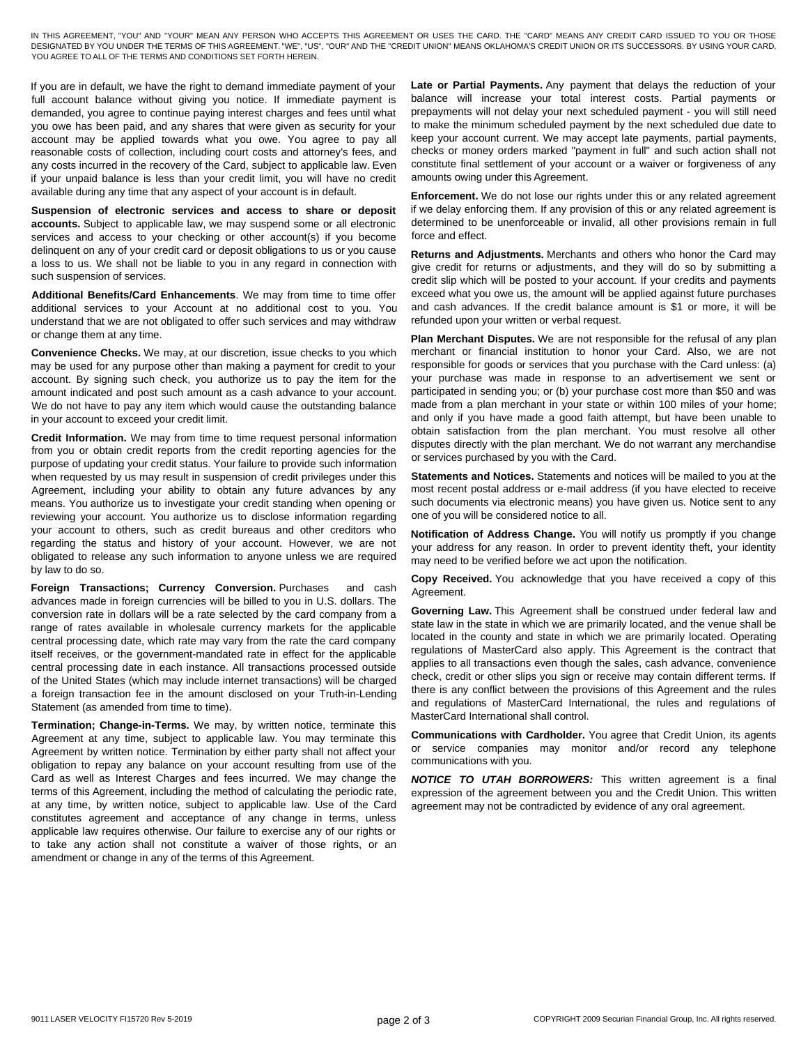IN THIS AGREEMENT, "YOU" AND "YOUR" MEAN ANY PERSON WHO ACCEPTS THIS AGREEMENT OR USES THE CARD. THE "CARD" MEANS ANY CREDIT CARD ISSUED TO YOU OR THOSE DESIGNATED BY YOU UNDER THE TERMS OF THIS AGREEMENT. "WE", "US", "OUR" AND THE "CREDIT UNION" MEANS OKLAHOMA'S CREDIT UNION OR ITS SUCCESSORS. BY USING YOUR CARD, YOU AGREE TO ALL OF THE TERMS AND CONDITIONS SET FORTH HEREIN.

If you are in default, we have the right to demand immediate payment of your full account balance without giving you notice. If immediate payment is demanded, you agree to continue paying interest charges and fees until what you owe has been paid, and any shares that were given as security for your account may be applied towards what you owe. You agree to pay all reasonable costs of collection, including court costs and attorney's fees, and any costs incurred in the recovery of the Card, subject to applicable law. Even if your unpaid balance is less than your credit limit, you will have no credit available during any time that any aspect of your account is in default.

**Suspension of electronic services and access to share or deposit accounts.** Subject to applicable law, we may suspend some or all electronic services and access to your checking or other account(s) if you become delinquent on any of your credit card or deposit obligations to us or you cause a loss to us. We shall not be liable to you in any regard in connection with such suspension of services.

**Additional Benefits/Card Enhancements**. We may from time to time offer additional services to your Account at no additional cost to you. You understand that we are not obligated to offer such services and may withdraw or change them at any time.

**Convenience Checks.** We may, at our discretion, issue checks to you which may be used for any purpose other than making a payment for credit to your account. By signing such check, you authorize us to pay the item for the amount indicated and post such amount as a cash advance to your account. We do not have to pay any item which would cause the outstanding balance in your account to exceed your credit limit.

**Credit Information.** We may from time to time request personal information from you or obtain credit reports from the credit reporting agencies for the purpose of updating your credit status. Your failure to provide such information when requested by us may result in suspension of credit privileges under this Agreement, including your ability to obtain any future advances by any means. You authorize us to investigate your credit standing when opening or reviewing your account. You authorize us to disclose information regarding your account to others, such as credit bureaus and other creditors who regarding the status and history of your account. However, we are not obligated to release any such information to anyone unless we are required by law to do so.

**Foreign Transactions; Currency Conversion.** Purchases and cash advances made in foreign currencies will be billed to you in U.S. dollars. The conversion rate in dollars will be a rate selected by the card company from a range of rates available in wholesale currency markets for the applicable central processing date, which rate may vary from the rate the card company itself receives, or the government-mandated rate in effect for the applicable central processing date in each instance. All transactions processed outside of the United States (which may include internet transactions) will be charged a foreign transaction fee in the amount disclosed on your Truth-in-Lending Statement (as amended from time to time).

**Termination; Change-in-Terms.** We may, by written notice, terminate this Agreement at any time, subject to applicable law. You may terminate this Agreement by written notice. Termination by either party shall not affect your obligation to repay any balance on your account resulting from use of the Card as well as Interest Charges and fees incurred. We may change the terms of this Agreement, including the method of calculating the periodic rate, at any time, by written notice, subject to applicable law. Use of the Card constitutes agreement and acceptance of any change in terms, unless applicable law requires otherwise. Our failure to exercise any of our rights or to take any action shall not constitute a waiver of those rights, or an amendment or change in any of the terms of this Agreement.

**Late or Partial Payments.** Any payment that delays the reduction of your balance will increase your total interest costs. Partial payments or prepayments will not delay your next scheduled payment - you will still need to make the minimum scheduled payment by the next scheduled due date to keep your account current. We may accept late payments, partial payments, checks or money orders marked "payment in full" and such action shall not constitute final settlement of your account or a waiver or forgiveness of any amounts owing under this Agreement.

**Enforcement.** We do not lose our rights under this or any related agreement if we delay enforcing them. If any provision of this or any related agreement is determined to be unenforceable or invalid, all other provisions remain in full force and effect.

**Returns and Adjustments.** Merchants and others who honor the Card may give credit for returns or adjustments, and they will do so by submitting a credit slip which will be posted to your account. If your credits and payments exceed what you owe us, the amount will be applied against future purchases and cash advances. If the credit balance amount is $1 or more, it will be refunded upon your written or verbal request.

**Plan Merchant Disputes.** We are not responsible for the refusal of any plan merchant or financial institution to honor your Card. Also, we are not responsible for goods or services that you purchase with the Card unless: (a) your purchase was made in response to an advertisement we sent or participated in sending you; or (b) your purchase cost more than $50 and was made from a plan merchant in your state or within 100 miles of your home; and only if you have made a good faith attempt, but have been unable to obtain satisfaction from the plan merchant. You must resolve all other disputes directly with the plan merchant. We do not warrant any merchandise or services purchased by you with the Card.

**Statements and Notices.** Statements and notices will be mailed to you at the most recent postal address or e-mail address (if you have elected to receive such documents via electronic means) you have given us. Notice sent to any one of you will be considered notice to all.

**Notification of Address Change.** You will notify us promptly if you change your address for any reason. In order to prevent identity theft, your identity may need to be verified before we act upon the notification.

**Copy Received.** You acknowledge that you have received a copy of this Agreement.

**Governing Law.** This Agreement shall be construed under federal law and state law in the state in which we are primarily located, and the venue shall be located in the county and state in which we are primarily located. Operating regulations of MasterCard also apply. This Agreement is the contract that applies to all transactions even though the sales, cash advance, convenience check, credit or other slips you sign or receive may contain different terms. If there is any conflict between the provisions of this Agreement and the rules and regulations of MasterCard International, the rules and regulations of MasterCard International shall control.

**Communications with Cardholder.** You agree that Credit Union, its agents or service companies may monitor and/or record any telephone communications with you.

***NOTICE TO UTAH BORROWERS:*** This written agreement is a final expression of the agreement between you and the Credit Union. This written agreement may not be contradicted by evidence of any oral agreement.

9011 LASER VELOCITY FI15720 Rev 5-2019

COPYRIGHT 2009 Securian Financial Group, Inc. All rights reserved.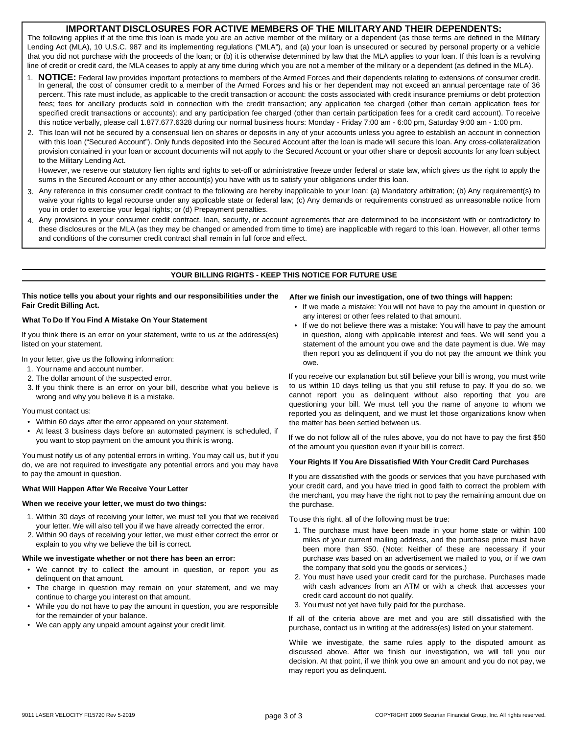## IMPORTANT DISCLOSURES FOR ACTIVE MEMBERS OF THE MILITARY AND THEIR DEPENDENTS:

The following applies if at the time this loan is made you are an active member of the military or a dependent (as those terms are defined in the Military Lending Act (MLA), 10 U.S.C. 987 and its implementing regulations ("MLA"), and (a) your loan is unsecured or secured by personal property or a vehicle that you did not purchase with the proceeds of the loan; or (b) it is otherwise determined by law that the MLA applies to your loan. If this loan is a revolving line of credit or credit card, the MLA ceases to apply at any time during which you are not a member of the military or a dependent (as defined in the MLA).

1. **NOTICE:** Federal law provides important protections to members of the Armed Forces and their dependents relating to extensions of consumer credit. In general, the cost of consumer credit to a member of the Armed Forces and his or her dependent may not exceed an annual percentage rate of 36 percent. This rate must include, as applicable to the credit transaction or account: the costs associated with credit insurance premiums or debt protection fees; fees for ancillary products sold in connection with the credit transaction; any application fee charged (other than certain application fees for specified credit transactions or accounts); and any participation fee charged (other than certain participation fees for a credit card account). To receive this notice verbally, please call 1.877.677.6328 during our normal business hours: Monday - Friday 7:00 am - 6:00 pm, Saturday 9:00 am - 1:00 pm.
2. This loan will not be secured by a consensual lien on shares or deposits in any of your accounts unless you agree to establish an account in connection with this loan ("Secured Account"). Only funds deposited into the Secured Account after the loan is made will secure this loan. Any cross-collateralization provision contained in your loan or account documents will not apply to the Secured Account or your other share or deposit accounts for any loan subject to the Military Lending Act.

   However, we reserve our statutory lien rights and rights to set-off or administrative freeze under federal or state law, which gives us the right to apply the sums in the Secured Account or any other account(s) you have with us to satisfy your obligations under this loan.
3. Any reference in this consumer credit contract to the following are hereby inapplicable to your loan: (a) Mandatory arbitration; (b) Any requirement(s) to waive your rights to legal recourse under any applicable state or federal law; (c) Any demands or requirements construed as unreasonable notice from you in order to exercise your legal rights; or (d) Prepayment penalties.
4. Any provisions in your consumer credit contract, loan, security, or account agreements that are determined to be inconsistent with or contradictory to these disclosures or the MLA (as they may be changed or amended from time to time) are inapplicable with regard to this loan. However, all other terms and conditions of the consumer credit contract shall remain in full force and effect.

## YOUR BILLING RIGHTS - KEEP THIS NOTICE FOR FUTURE USE

**This notice tells you about your rights and our responsibilities under the Fair Credit Billing Act.**

### What To Do If You Find A Mistake On Your Statement

If you think there is an error on your statement, write to us at the address(es) listed on your statement.

In your letter, give us the following information:

1. Your name and account number.
2. The dollar amount of the suspected error.
3. If you think there is an error on your bill, describe what you believe is wrong and why you believe it is a mistake.

You must contact us:

- Within 60 days after the error appeared on your statement.
- At least 3 business days before an automated payment is scheduled, if you want to stop payment on the amount you think is wrong.

You must notify us of any potential errors in writing. You may call us, but if you do, we are not required to investigate any potential errors and you may have to pay the amount in question.

### What Will Happen After We Receive Your Letter

**When we receive your letter, we must do two things:**

1. Within 30 days of receiving your letter, we must tell you that we received your letter. We will also tell you if we have already corrected the error.
2. Within 90 days of receiving your letter, we must either correct the error or explain to you why we believe the bill is correct.

**While we investigate whether or not there has been an error:**

- We cannot try to collect the amount in question, or report you as delinquent on that amount.
- The charge in question may remain on your statement, and we may continue to charge you interest on that amount.
- While you do not have to pay the amount in question, you are responsible for the remainder of your balance.
- We can apply any unpaid amount against your credit limit.

**After we finish our investigation, one of two things will happen:**

- If we made a mistake: You will not have to pay the amount in question or any interest or other fees related to that amount.
- If we do not believe there was a mistake: You will have to pay the amount in question, along with applicable interest and fees. We will send you a statement of the amount you owe and the date payment is due. We may then report you as delinquent if you do not pay the amount we think you owe.

If you receive our explanation but still believe your bill is wrong, you must write to us within 10 days telling us that you still refuse to pay. If you do so, we cannot report you as delinquent without also reporting that you are questioning your bill. We must tell you the name of anyone to whom we reported you as delinquent, and we must let those organizations know when the matter has been settled between us.

If we do not follow all of the rules above, you do not have to pay the first $50 of the amount you question even if your bill is correct.

### Your Rights If You Are Dissatisfied With Your Credit Card Purchases

If you are dissatisfied with the goods or services that you have purchased with your credit card, and you have tried in good faith to correct the problem with the merchant, you may have the right not to pay the remaining amount due on the purchase.

To use this right, all of the following must be true:

1. The purchase must have been made in your home state or within 100 miles of your current mailing address, and the purchase price must have been more than $50. (Note: Neither of these are necessary if your purchase was based on an advertisement we mailed to you, or if we own the company that sold you the goods or services.)
2. You must have used your credit card for the purchase. Purchases made with cash advances from an ATM or with a check that accesses your credit card account do not qualify.
3. You must not yet have fully paid for the purchase.

If all of the criteria above are met and you are still dissatisfied with the purchase, contact us in writing at the address(es) listed on your statement.

While we investigate, the same rules apply to the disputed amount as discussed above. After we finish our investigation, we will tell you our decision. At that point, if we think you owe an amount and you do not pay, we may report you as delinquent.

9011 LASER VELOCITY FI15720 Rev 5-2019 COPYRIGHT 2009 Securian Financial Group, Inc. All rights reserved.